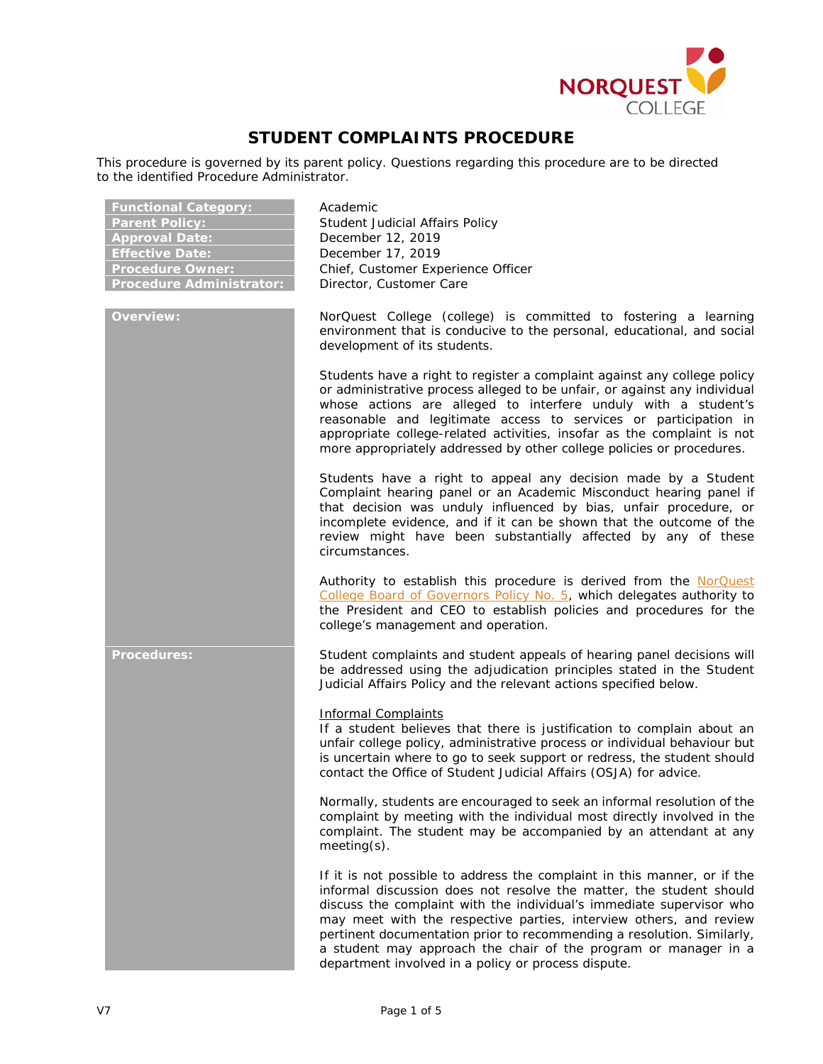# STUDENT COMPLAINTS PROCEDURE

This procedure is governed by its parent policy. Questions regarding this procedure are to be directed to the identified Procedure Administrator.

| | |
|---|---|
| **Functional Category:** | Academic |
| **Parent Policy:** | Student Judicial Affairs Policy |
| **Approval Date:** | December 12, 2019 |
| **Effective Date:** | December 17, 2019 |
| **Procedure Owner:** | Chief, Customer Experience Officer |
| **Procedure Administrator:** | Director, Customer Care |

## Overview:

NorQuest College (college) is committed to fostering a learning environment that is conducive to the personal, educational, and social development of its students.

Students have a right to register a complaint against any college policy or administrative process alleged to be unfair, or against any individual whose actions are alleged to interfere unduly with a student's reasonable and legitimate access to services or participation in appropriate college-related activities, insofar as the complaint is not more appropriately addressed by other college policies or procedures.

Students have a right to appeal any decision made by a Student Complaint hearing panel or an Academic Misconduct hearing panel if that decision was unduly influenced by bias, unfair procedure, or incomplete evidence, and if it can be shown that the outcome of the review might have been substantially affected by any of these circumstances.

Authority to establish this procedure is derived from the NorQuest College Board of Governors Policy No. 5, which delegates authority to the President and CEO to establish policies and procedures for the college's management and operation.

## Procedures:

Student complaints and student appeals of hearing panel decisions will be addressed using the adjudication principles stated in the Student Judicial Affairs Policy and the relevant actions specified below.

### Informal Complaints

If a student believes that there is justification to complain about an unfair college policy, administrative process or individual behaviour but is uncertain where to go to seek support or redress, the student should contact the Office of Student Judicial Affairs (OSJA) for advice.

Normally, students are encouraged to seek an informal resolution of the complaint by meeting with the individual most directly involved in the complaint. The student may be accompanied by an attendant at any meeting(s).

If it is not possible to address the complaint in this manner, or if the informal discussion does not resolve the matter, the student should discuss the complaint with the individual's immediate supervisor who may meet with the respective parties, interview others, and review pertinent documentation prior to recommending a resolution. Similarly, a student may approach the chair of the program or manager in a department involved in a policy or process dispute.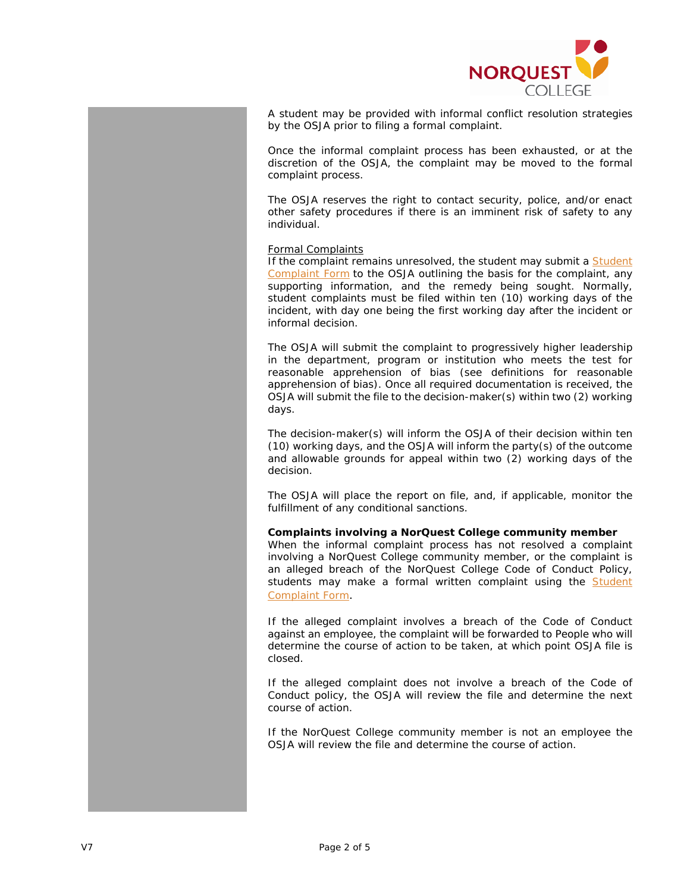A student may be provided with informal conflict resolution strategies by the OSJA prior to filing a formal complaint.

Once the informal complaint process has been exhausted, or at the discretion of the OSJA, the complaint may be moved to the formal complaint process.

The OSJA reserves the right to contact security, police, and/or enact other safety procedures if there is an imminent risk of safety to any individual.

Formal Complaints

If the complaint remains unresolved, the student may submit a Student Complaint Form to the OSJA outlining the basis for the complaint, any supporting information, and the remedy being sought. Normally, student complaints must be filed within ten (10) working days of the incident, with day one being the first working day after the incident or informal decision.

The OSJA will submit the complaint to progressively higher leadership in the department, program or institution who meets the test for reasonable apprehension of bias (see definitions for reasonable apprehension of bias). Once all required documentation is received, the OSJA will submit the file to the decision-maker(s) within two (2) working days.

The decision-maker(s) will inform the OSJA of their decision within ten (10) working days, and the OSJA will inform the party(s) of the outcome and allowable grounds for appeal within two (2) working days of the decision.

The OSJA will place the report on file, and, if applicable, monitor the fulfillment of any conditional sanctions.

**Complaints involving a NorQuest College community member**

When the informal complaint process has not resolved a complaint involving a NorQuest College community member, or the complaint is an alleged breach of the NorQuest College Code of Conduct Policy, students may make a formal written complaint using the Student Complaint Form.

If the alleged complaint involves a breach of the Code of Conduct against an employee, the complaint will be forwarded to People who will determine the course of action to be taken, at which point OSJA file is closed.

If the alleged complaint does not involve a breach of the Code of Conduct policy, the OSJA will review the file and determine the next course of action.

If the NorQuest College community member is not an employee the OSJA will review the file and determine the course of action.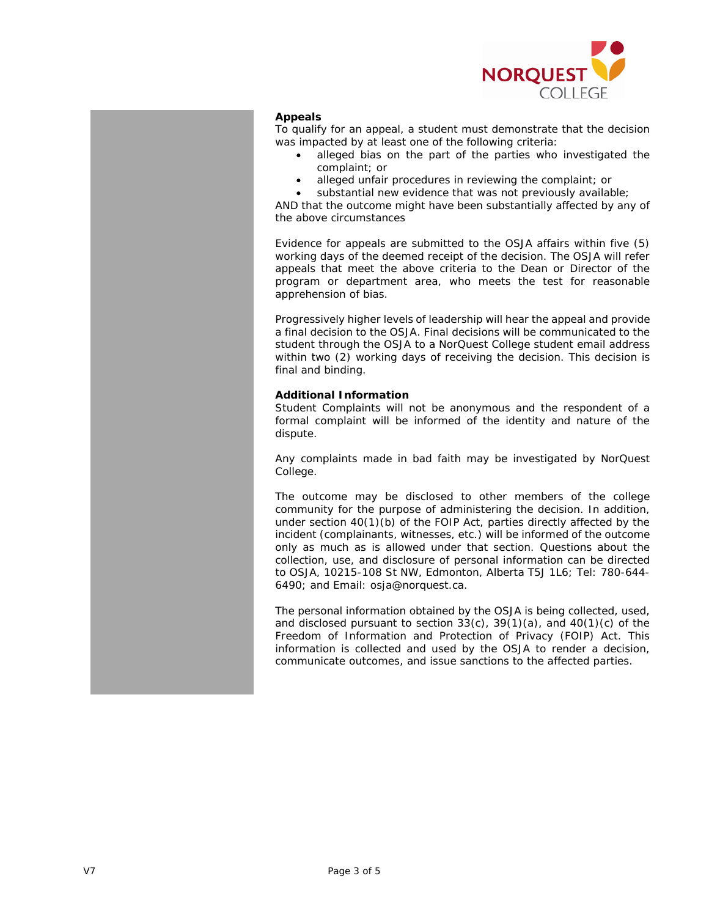**Appeals**

To qualify for an appeal, a student must demonstrate that the decision was impacted by at least one of the following criteria:

- alleged bias on the part of the parties who investigated the complaint; or
- alleged unfair procedures in reviewing the complaint; or
- substantial new evidence that was not previously available;

AND that the outcome might have been substantially affected by any of the above circumstances

Evidence for appeals are submitted to the OSJA affairs within five (5) working days of the deemed receipt of the decision. The OSJA will refer appeals that meet the above criteria to the Dean or Director of the program or department area, who meets the test for reasonable apprehension of bias.

Progressively higher levels of leadership will hear the appeal and provide a final decision to the OSJA. Final decisions will be communicated to the student through the OSJA to a NorQuest College student email address within two (2) working days of receiving the decision. This decision is final and binding.

**Additional Information**

Student Complaints will not be anonymous and the respondent of a formal complaint will be informed of the identity and nature of the dispute.

Any complaints made in bad faith may be investigated by NorQuest College.

The outcome may be disclosed to other members of the college community for the purpose of administering the decision. In addition, under section 40(1)(b) of the FOIP Act, parties directly affected by the incident (complainants, witnesses, etc.) will be informed of the outcome only as much as is allowed under that section. Questions about the collection, use, and disclosure of personal information can be directed to OSJA, 10215-108 St NW, Edmonton, Alberta T5J 1L6; Tel: 780-644-6490; and Email: osja@norquest.ca.

The personal information obtained by the OSJA is being collected, used, and disclosed pursuant to section 33(c), 39(1)(a), and 40(1)(c) of the Freedom of Information and Protection of Privacy (FOIP) Act. This information is collected and used by the OSJA to render a decision, communicate outcomes, and issue sanctions to the affected parties.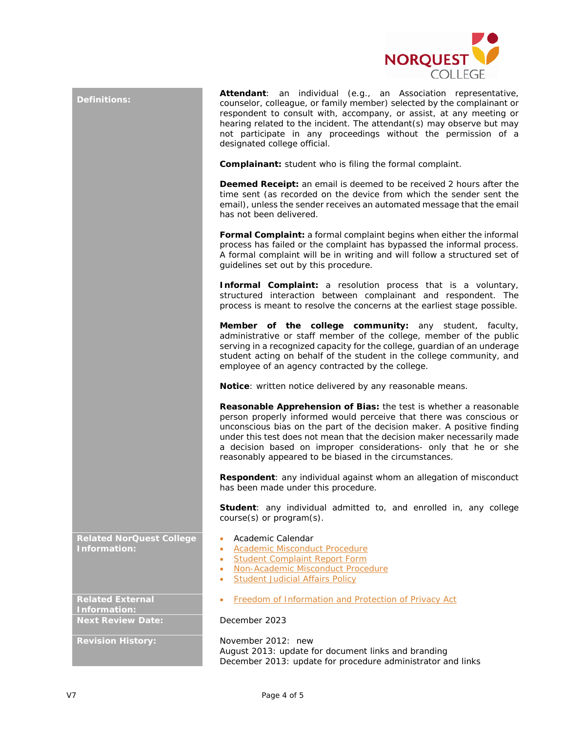| | |
|---|---|
| **Definitions:** | **Attendant**: an individual (e.g., an Association representative, counselor, colleague, or family member) selected by the complainant or respondent to consult with, accompany, or assist, at any meeting or hearing related to the incident. The attendant(s) may observe but may not participate in any proceedings without the permission of a designated college official.<br><br>**Complainant:** student who is filing the formal complaint.<br><br>**Deemed Receipt:** an email is deemed to be received 2 hours after the time sent (as recorded on the device from which the sender sent the email), unless the sender receives an automated message that the email has not been delivered.<br><br>**Formal Complaint:** a formal complaint begins when either the informal process has failed or the complaint has bypassed the informal process. A formal complaint will be in writing and will follow a structured set of guidelines set out by this procedure.<br><br>**Informal Complaint:** a resolution process that is a voluntary, structured interaction between complainant and respondent. The process is meant to resolve the concerns at the earliest stage possible.<br><br>**Member of the college community:** any student, faculty, administrative or staff member of the college, member of the public serving in a recognized capacity for the college, guardian of an underage student acting on behalf of the student in the college community, and employee of an agency contracted by the college.<br><br>**Notice**: written notice delivered by any reasonable means.<br><br>**Reasonable Apprehension of Bias:** the test is whether a reasonable person properly informed would perceive that there was conscious or unconscious bias on the part of the decision maker. A positive finding under this test does not mean that the decision maker necessarily made a decision based on improper considerations- only that he or she reasonably appeared to be biased in the circumstances.<br><br>**Respondent**: any individual against whom an allegation of misconduct has been made under this procedure.<br><br>**Student**: any individual admitted to, and enrolled in, any college course(s) or program(s). |
| **Related NorQuest College Information:** | • Academic Calendar<br>• Academic Misconduct Procedure<br>• Student Complaint Report Form<br>• Non-Academic Misconduct Procedure<br>• Student Judicial Affairs Policy |
| **Related External Information:** | • Freedom of Information and Protection of Privacy Act |
| **Next Review Date:** | December 2023 |
| **Revision History:** | November 2012: new<br>August 2013: update for document links and branding<br>December 2013: update for procedure administrator and links |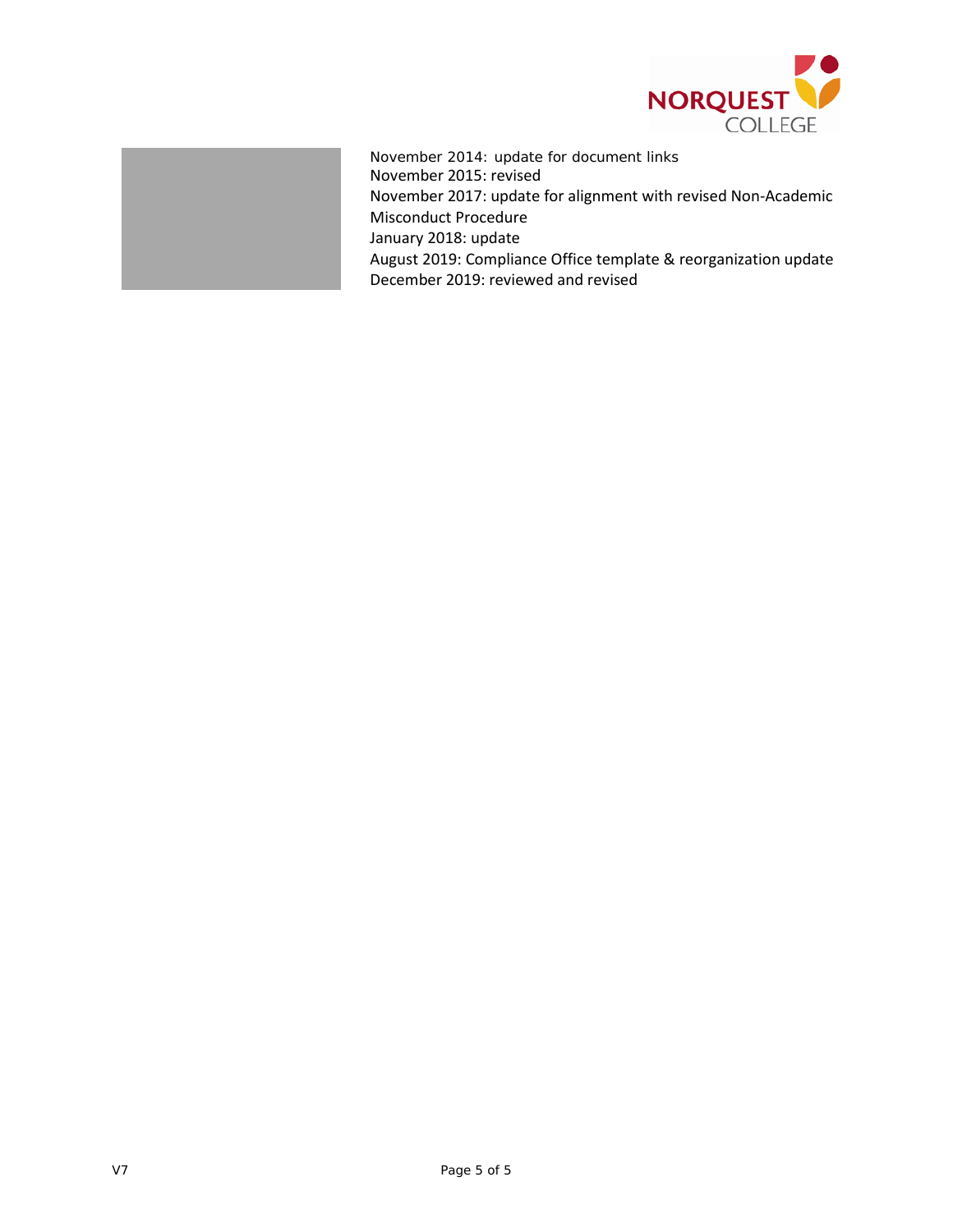November 2014: update for document links
November 2015: revised
November 2017: update for alignment with revised Non-Academic Misconduct Procedure
January 2018: update
August 2019: Compliance Office template & reorganization update
December 2019: reviewed and revised